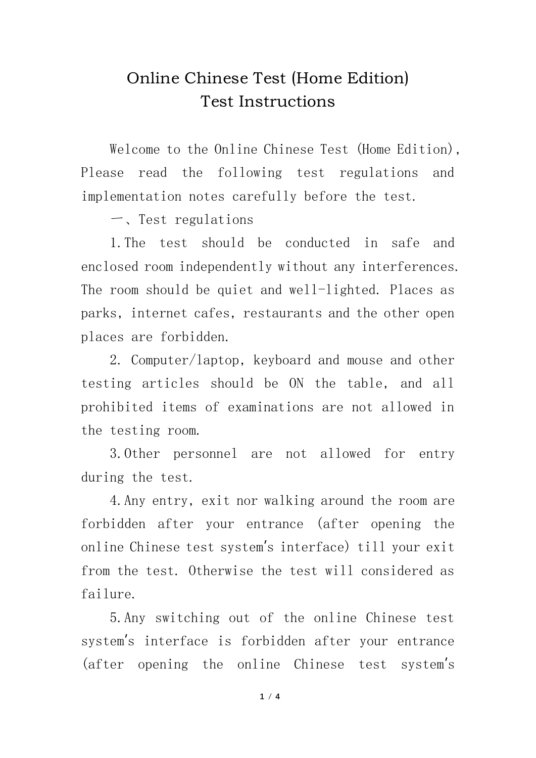# Online Chinese Test (Home Edition)
# Test Instructions

Welcome to the Online Chinese Test (Home Edition), Please read the following test regulations and implementation notes carefully before the test.

一、Test regulations

1.The test should be conducted in safe and enclosed room independently without any interferences. The room should be quiet and well-lighted. Places as parks, internet cafes, restaurants and the other open places are forbidden.

2. Computer/laptop, keyboard and mouse and other testing articles should be ON the table, and all prohibited items of examinations are not allowed in the testing room.

3.Other personnel are not allowed for entry during the test.

4.Any entry, exit nor walking around the room are forbidden after your entrance (after opening the online Chinese test system's interface) till your exit from the test. Otherwise the test will considered as failure.

5.Any switching out of the online Chinese test system's interface is forbidden after your entrance (after opening the online Chinese test system's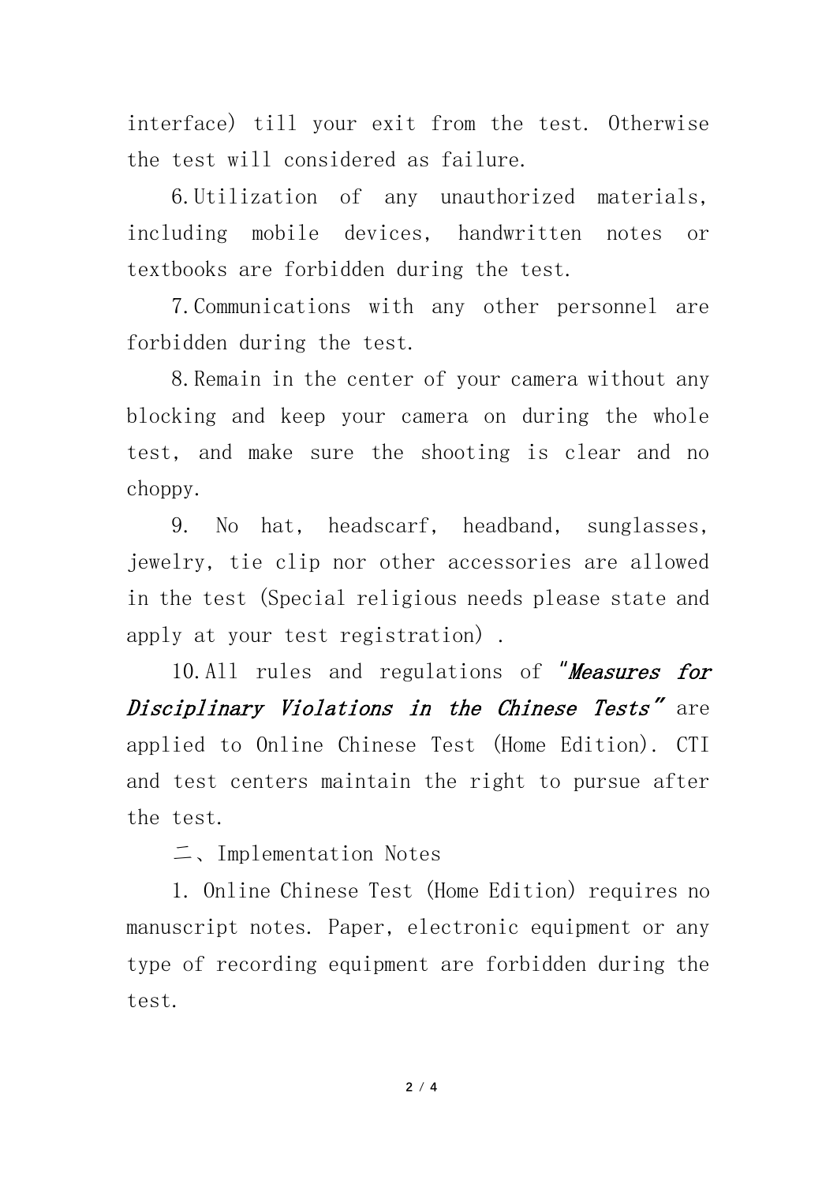interface) till your exit from the test. Otherwise the test will considered as failure.

6. Utilization of any unauthorized materials, including mobile devices, handwritten notes or textbooks are forbidden during the test.

7. Communications with any other personnel are forbidden during the test.

8. Remain in the center of your camera without any blocking and keep your camera on during the whole test, and make sure the shooting is clear and no choppy.

9. No hat, headscarf, headband, sunglasses, jewelry, tie clip nor other accessories are allowed in the test (Special religious needs please state and apply at your test registration) .

10. All rules and regulations of "*Measures for Disciplinary Violations in the Chinese Tests*" are applied to Online Chinese Test (Home Edition). CTI and test centers maintain the right to pursue after the test.

二、Implementation Notes

1. Online Chinese Test (Home Edition) requires no manuscript notes. Paper, electronic equipment or any type of recording equipment are forbidden during the test.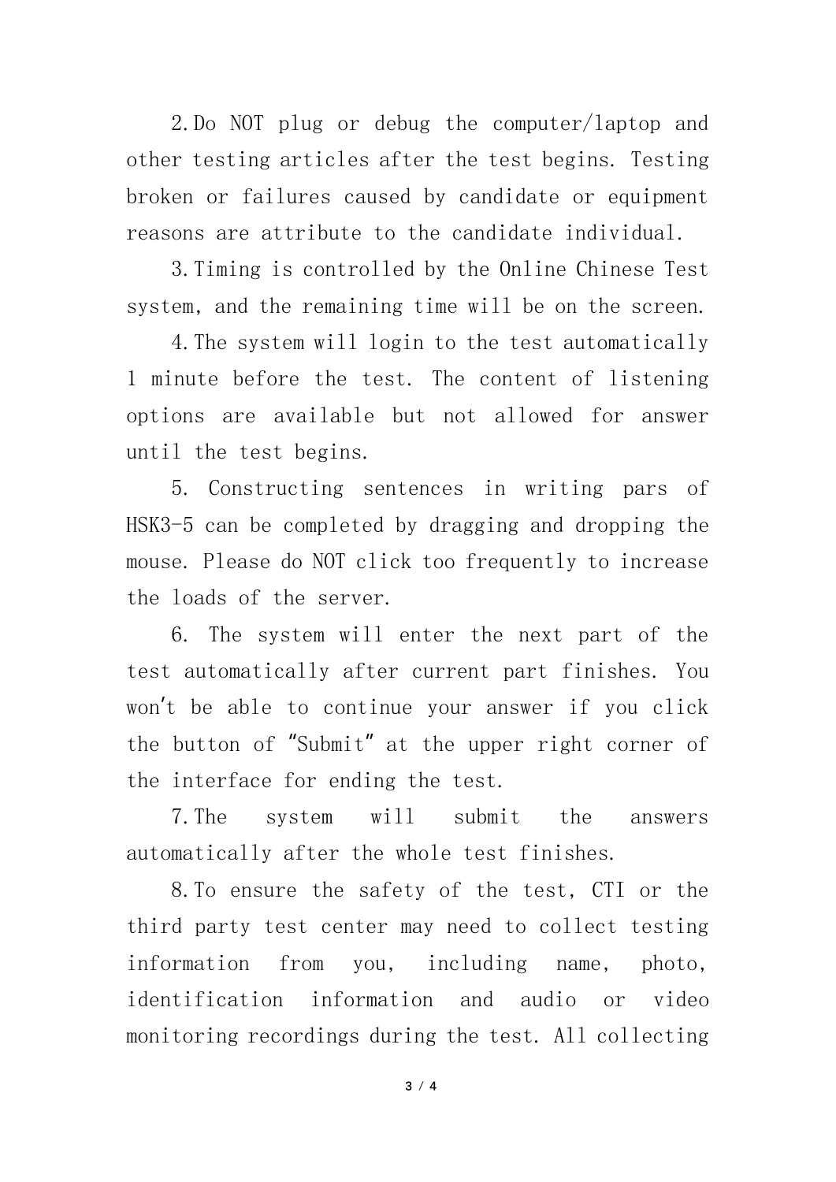2. Do NOT plug or debug the computer/laptop and other testing articles after the test begins. Testing broken or failures caused by candidate or equipment reasons are attribute to the candidate individual.

3. Timing is controlled by the Online Chinese Test system, and the remaining time will be on the screen.

4. The system will login to the test automatically 1 minute before the test. The content of listening options are available but not allowed for answer until the test begins.

5. Constructing sentences in writing pars of HSK3-5 can be completed by dragging and dropping the mouse. Please do NOT click too frequently to increase the loads of the server.

6. The system will enter the next part of the test automatically after current part finishes. You won't be able to continue your answer if you click the button of "Submit" at the upper right corner of the interface for ending the test.

7. The system will submit the answers automatically after the whole test finishes.

8. To ensure the safety of the test, CTI or the third party test center may need to collect testing information from you, including name, photo, identification information and audio or video monitoring recordings during the test. All collecting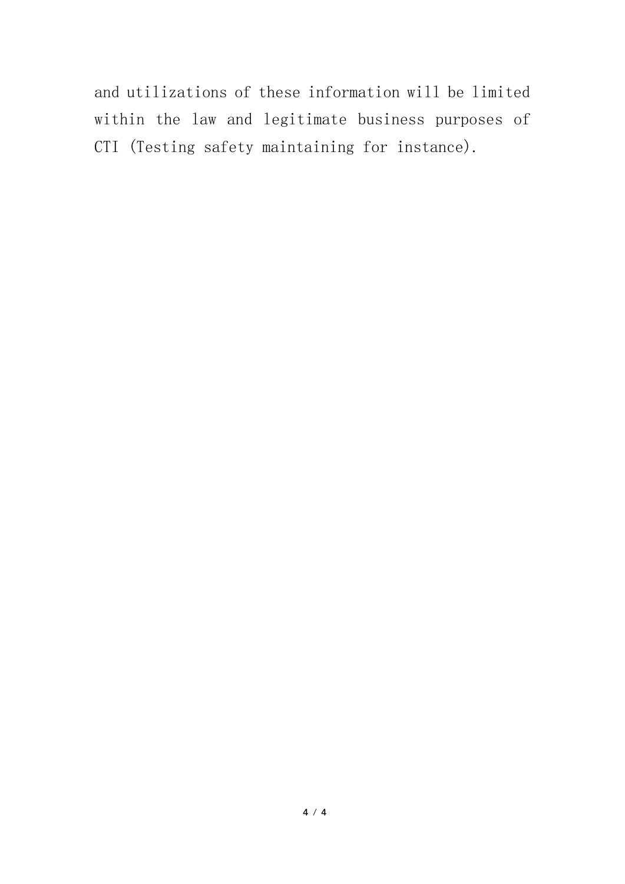and utilizations of these information will be limited within the law and legitimate business purposes of CTI (Testing safety maintaining for instance).